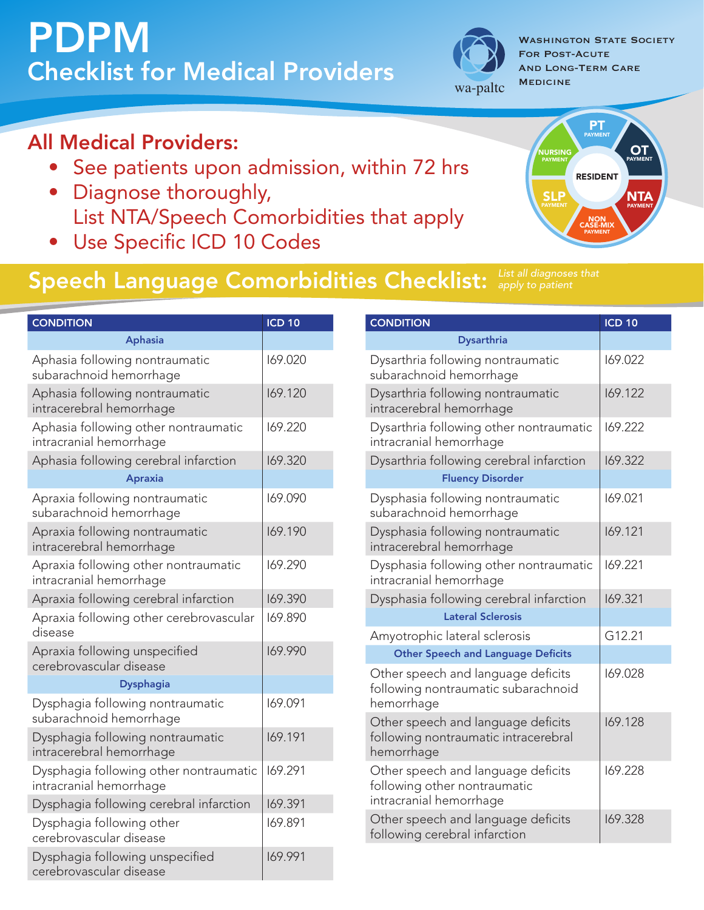# PDPM

## Checklist for Medical Providers

Washington State Society For Post-Acute And Long-Term Care Medicine

wa-paltc

PT PAYMENT | OT PAYMENT | NTA PAYMENT | NON CASE-MIX PAYMENT | SLP PAYMENT | NURSING PAYMENT | RESIDENT

## All Medical Providers:

- See patients upon admission, within 72 hrs
- Diagnose thoroughly, List NTA/Speech Comorbidities that apply
- Use Specific ICD 10 Codes

## Speech Language Comorbidities Checklist:

*List all diagnoses that apply to patient*

| CONDITION | ICD 10 |
|---|---|
| **Aphasia** | |
| Aphasia following nontraumatic subarachnoid hemorrhage | I69.020 |
| Aphasia following nontraumatic intracerebral hemorrhage | I69.120 |
| Aphasia following other nontraumatic intracranial hemorrhage | I69.220 |
| Aphasia following cerebral infarction | I69.320 |
| **Apraxia** | |
| Apraxia following nontraumatic subarachnoid hemorrhage | I69.090 |
| Apraxia following nontraumatic intracerebral hemorrhage | I69.190 |
| Apraxia following other nontraumatic intracranial hemorrhage | I69.290 |
| Apraxia following cerebral infarction | I69.390 |
| Apraxia following other cerebrovascular disease | I69.890 |
| Apraxia following unspecified cerebrovascular disease | I69.990 |
| **Dysphagia** | |
| Dysphagia following nontraumatic subarachnoid hemorrhage | I69.091 |
| Dysphagia following nontraumatic intracerebral hemorrhage | I69.191 |
| Dysphagia following other nontraumatic intracranial hemorrhage | I69.291 |
| Dysphagia following cerebral infarction | I69.391 |
| Dysphagia following other cerebrovascular disease | I69.891 |
| Dysphagia following unspecified cerebrovascular disease | I69.991 |

| CONDITION | ICD 10 |
|---|---|
| **Dysarthria** | |
| Dysarthria following nontraumatic subarachnoid hemorrhage | I69.022 |
| Dysarthria following nontraumatic intracerebral hemorrhage | I69.122 |
| Dysarthria following other nontraumatic intracranial hemorrhage | I69.222 |
| Dysarthria following cerebral infarction | I69.322 |
| **Fluency Disorder** | |
| Dysphasia following nontraumatic subarachnoid hemorrhage | I69.021 |
| Dysphasia following nontraumatic intracerebral hemorrhage | I69.121 |
| Dysphasia following other nontraumatic intracranial hemorrhage | I69.221 |
| Dysphasia following cerebral infarction | I69.321 |
| **Lateral Sclerosis** | |
| Amyotrophic lateral sclerosis | G12.21 |
| **Other Speech and Language Deficits** | |
| Other speech and language deficits following nontraumatic subarachnoid hemorrhage | I69.028 |
| Other speech and language deficits following nontraumatic intracerebral hemorrhage | I69.128 |
| Other speech and language deficits following other nontraumatic intracranial hemorrhage | I69.228 |
| Other speech and language deficits following cerebral infarction | I69.328 |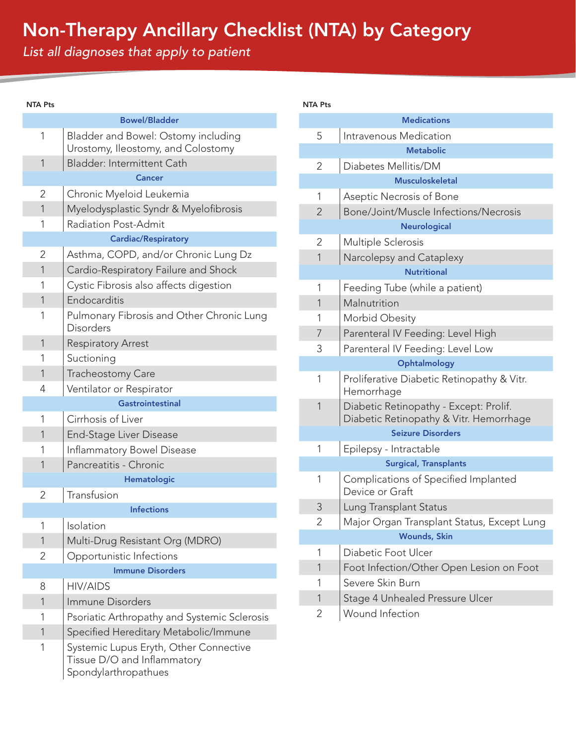# Non-Therapy Ancillary Checklist (NTA) by Category

*List all diagnoses that apply to patient*

| NTA Pts | |
|---|---|
| **Bowel/Bladder** | |
| 1 | Bladder and Bowel: Ostomy including Urostomy, Ileostomy, and Colostomy |
| 1 | Bladder: Intermittent Cath |
| **Cancer** | |
| 2 | Chronic Myeloid Leukemia |
| 1 | Myelodysplastic Syndr & Myelofibrosis |
| 1 | Radiation Post-Admit |
| **Cardiac/Respiratory** | |
| 2 | Asthma, COPD, and/or Chronic Lung Dz |
| 1 | Cardio-Respiratory Failure and Shock |
| 1 | Cystic Fibrosis also affects digestion |
| 1 | Endocarditis |
| 1 | Pulmonary Fibrosis and Other Chronic Lung Disorders |
| 1 | Respiratory Arrest |
| 1 | Suctioning |
| 1 | Tracheostomy Care |
| 4 | Ventilator or Respirator |
| **Gastrointestinal** | |
| 1 | Cirrhosis of Liver |
| 1 | End-Stage Liver Disease |
| 1 | Inflammatory Bowel Disease |
| 1 | Pancreatitis - Chronic |
| **Hematologic** | |
| 2 | Transfusion |
| **Infections** | |
| 1 | Isolation |
| 1 | Multi-Drug Resistant Org (MDRO) |
| 2 | Opportunistic Infections |
| **Immune Disorders** | |
| 8 | HIV/AIDS |
| 1 | Immune Disorders |
| 1 | Psoriatic Arthropathy and Systemic Sclerosis |
| 1 | Specified Hereditary Metabolic/Immune |
| 1 | Systemic Lupus Eryth, Other Connective Tissue D/O and Inflammatory Spondylarthropathues |

| NTA Pts | |
|---|---|
| **Medications** | |
| 5 | Intravenous Medication |
| **Metabolic** | |
| 2 | Diabetes Mellitis/DM |
| **Musculoskeletal** | |
| 1 | Aseptic Necrosis of Bone |
| 2 | Bone/Joint/Muscle Infections/Necrosis |
| **Neurological** | |
| 2 | Multiple Sclerosis |
| 1 | Narcolepsy and Cataplexy |
| **Nutritional** | |
| 1 | Feeding Tube (while a patient) |
| 1 | Malnutrition |
| 1 | Morbid Obesity |
| 7 | Parenteral IV Feeding: Level High |
| 3 | Parenteral IV Feeding: Level Low |
| **Ophtalmology** | |
| 1 | Proliferative Diabetic Retinopathy & Vitr. Hemorrhage |
| 1 | Diabetic Retinopathy - Except: Prolif. Diabetic Retinopathy & Vitr. Hemorrhage |
| **Seizure Disorders** | |
| 1 | Epilepsy - Intractable |
| **Surgical, Transplants** | |
| 1 | Complications of Specified Implanted Device or Graft |
| 3 | Lung Transplant Status |
| 2 | Major Organ Transplant Status, Except Lung |
| **Wounds, Skin** | |
| 1 | Diabetic Foot Ulcer |
| 1 | Foot Infection/Other Open Lesion on Foot |
| 1 | Severe Skin Burn |
| 1 | Stage 4 Unhealed Pressure Ulcer |
| 2 | Wound Infection |